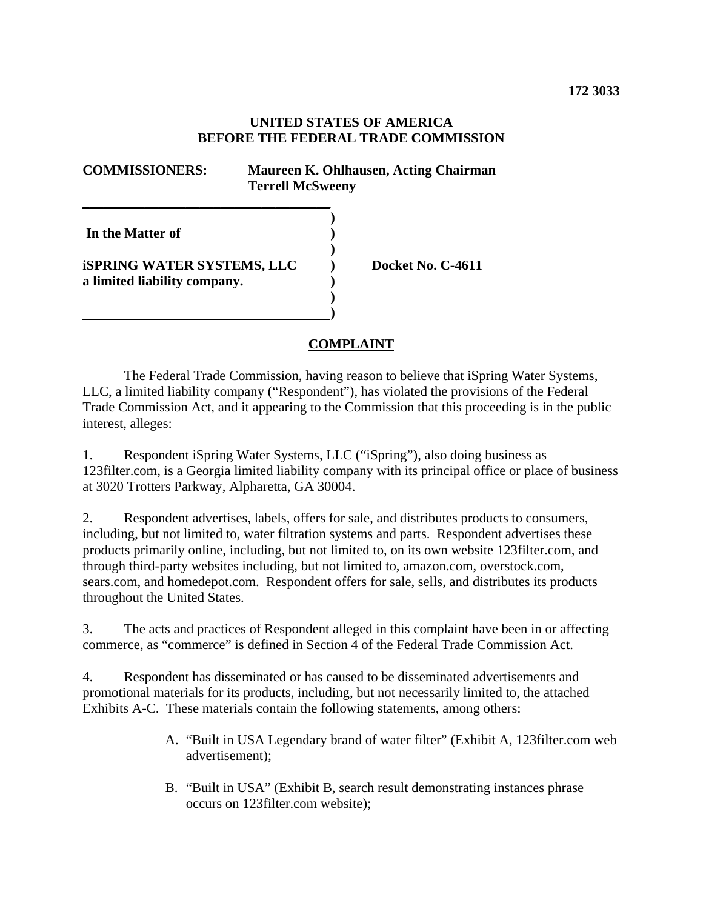172 3033

**UNITED STATES OF AMERICA**
**BEFORE THE FEDERAL TRADE COMMISSION**

**COMMISSIONERS:** **Maureen K. Ohlhausen, Acting Chairman**
**Terrell McSweeny**

**In the Matter of**

**iSPRING WATER SYSTEMS, LLC**
**a limited liability company.**

**Docket No. C-4611**

## COMPLAINT

The Federal Trade Commission, having reason to believe that iSpring Water Systems, LLC, a limited liability company ("Respondent"), has violated the provisions of the Federal Trade Commission Act, and it appearing to the Commission that this proceeding is in the public interest, alleges:

1. Respondent iSpring Water Systems, LLC ("iSpring"), also doing business as 123filter.com, is a Georgia limited liability company with its principal office or place of business at 3020 Trotters Parkway, Alpharetta, GA 30004.

2. Respondent advertises, labels, offers for sale, and distributes products to consumers, including, but not limited to, water filtration systems and parts. Respondent advertises these products primarily online, including, but not limited to, on its own website 123filter.com, and through third-party websites including, but not limited to, amazon.com, overstock.com, sears.com, and homedepot.com. Respondent offers for sale, sells, and distributes its products throughout the United States.

3. The acts and practices of Respondent alleged in this complaint have been in or affecting commerce, as "commerce" is defined in Section 4 of the Federal Trade Commission Act.

4. Respondent has disseminated or has caused to be disseminated advertisements and promotional materials for its products, including, but not necessarily limited to, the attached Exhibits A-C. These materials contain the following statements, among others:

A. "Built in USA Legendary brand of water filter" (Exhibit A, 123filter.com web advertisement);

B. "Built in USA" (Exhibit B, search result demonstrating instances phrase occurs on 123filter.com website);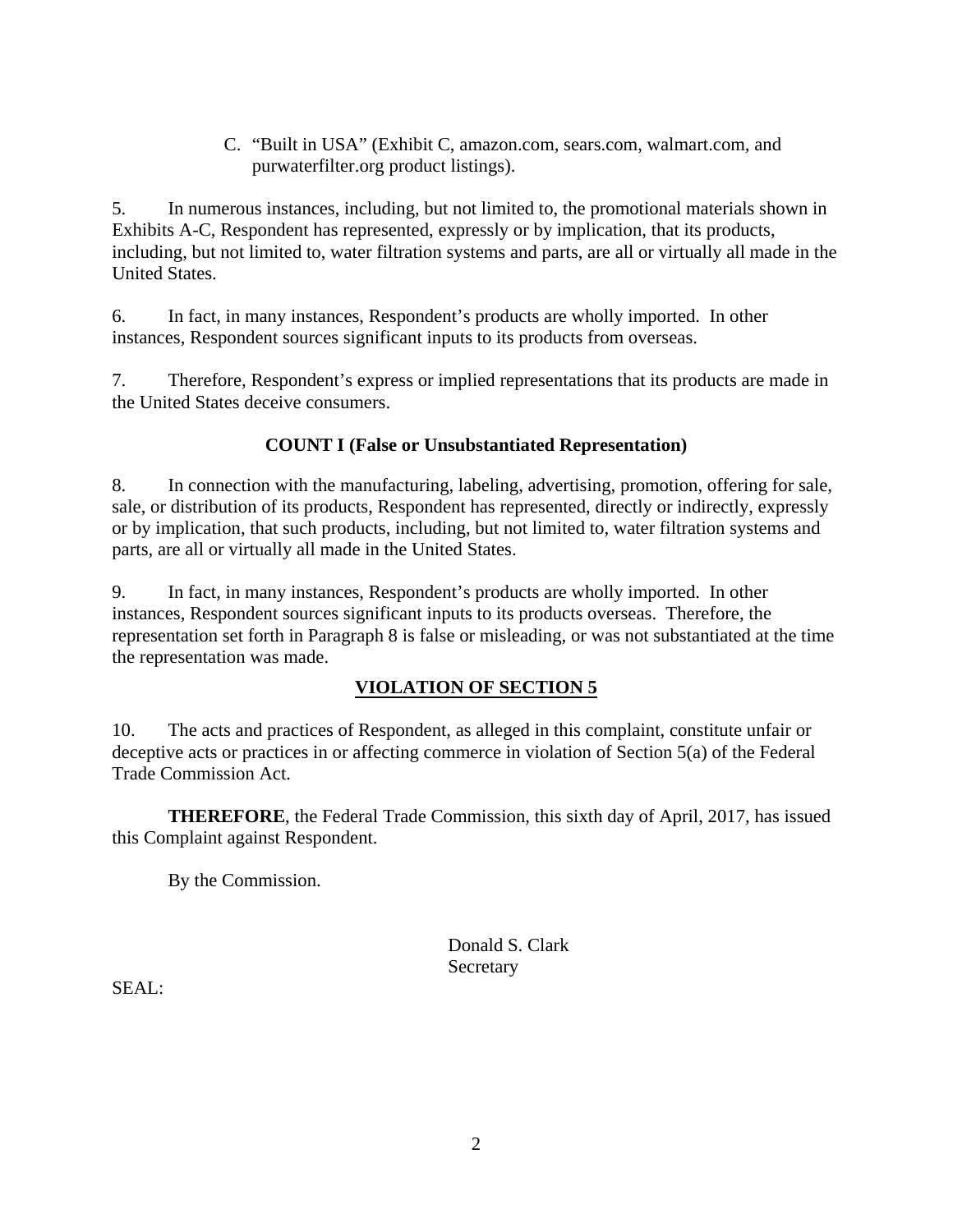C. "Built in USA" (Exhibit C, amazon.com, sears.com, walmart.com, and purwaterfilter.org product listings).

5. In numerous instances, including, but not limited to, the promotional materials shown in Exhibits A-C, Respondent has represented, expressly or by implication, that its products, including, but not limited to, water filtration systems and parts, are all or virtually all made in the United States.

6. In fact, in many instances, Respondent's products are wholly imported. In other instances, Respondent sources significant inputs to its products from overseas.

7. Therefore, Respondent's express or implied representations that its products are made in the United States deceive consumers.

**COUNT I (False or Unsubstantiated Representation)**

8. In connection with the manufacturing, labeling, advertising, promotion, offering for sale, sale, or distribution of its products, Respondent has represented, directly or indirectly, expressly or by implication, that such products, including, but not limited to, water filtration systems and parts, are all or virtually all made in the United States.

9. In fact, in many instances, Respondent's products are wholly imported. In other instances, Respondent sources significant inputs to its products overseas. Therefore, the representation set forth in Paragraph 8 is false or misleading, or was not substantiated at the time the representation was made.

**VIOLATION OF SECTION 5**

10. The acts and practices of Respondent, as alleged in this complaint, constitute unfair or deceptive acts or practices in or affecting commerce in violation of Section 5(a) of the Federal Trade Commission Act.

**THEREFORE**, the Federal Trade Commission, this sixth day of April, 2017, has issued this Complaint against Respondent.

By the Commission.

Donald S. Clark
Secretary

SEAL: